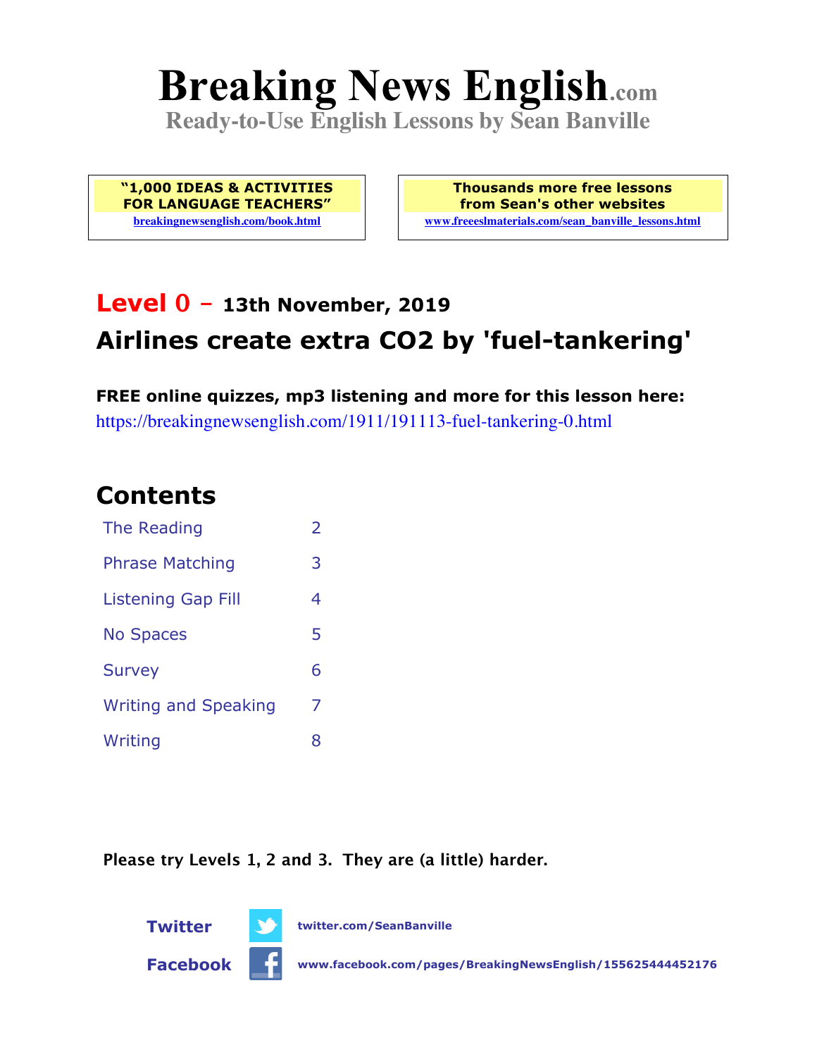# Breaking News English.com

**Ready-to-Use English Lessons by Sean Banville**

**"1,000 IDEAS & ACTIVITIES FOR LANGUAGE TEACHERS"**
breakingnewsenglish.com/book.html

**Thousands more free lessons from Sean's other websites**
www.freeeslmaterials.com/sean_banville_lessons.html

## Level 0 – 13th November, 2019

## Airlines create extra CO2 by 'fuel-tankering'

**FREE online quizzes, mp3 listening and more for this lesson here:**
https://breakingnewsenglish.com/1911/191113-fuel-tankering-0.html

## Contents

| | |
|---|---|
| The Reading | 2 |
| Phrase Matching | 3 |
| Listening Gap Fill | 4 |
| No Spaces | 5 |
| Survey | 6 |
| Writing and Speaking | 7 |
| Writing | 8 |

**Please try Levels 1, 2 and 3. They are (a little) harder.**

**Twitter** twitter.com/SeanBanville

**Facebook** www.facebook.com/pages/BreakingNewsEnglish/155625444452176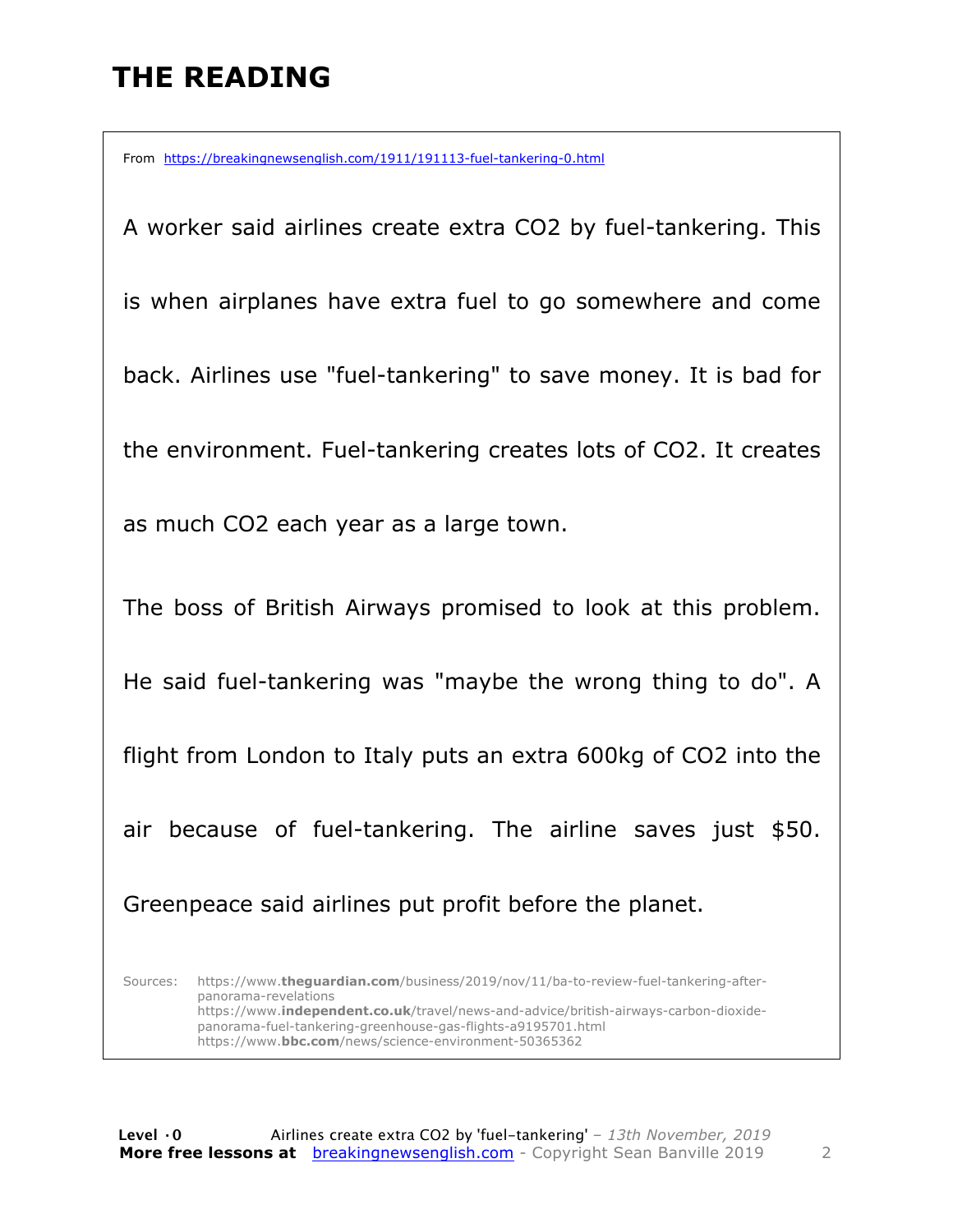# THE READING

From https://breakingnewsenglish.com/1911/191113-fuel-tankering-0.html

A worker said airlines create extra $CO_2$ by fuel-tankering. This is when airplanes have extra fuel to go somewhere and come back. Airlines use "fuel-tankering" to save money. It is bad for the environment. Fuel-tankering creates lots of $CO_2$. It creates as much $CO_2$ each year as a large town.

The boss of British Airways promised to look at this problem. He said fuel-tankering was "maybe the wrong thing to do". A flight from London to Italy puts an extra 600kg of $CO_2$ into the air because of fuel-tankering. The airline saves just $50. Greenpeace said airlines put profit before the planet.

Sources: https://www.**theguardian.com**/business/2019/nov/11/ba-to-review-fuel-tankering-after-panorama-revelations
https://www.**independent.co.uk**/travel/news-and-advice/british-airways-carbon-dioxide-panorama-fuel-tankering-greenhouse-gas-flights-a9195701.html
https://www.**bbc.com**/news/science-environment-50365362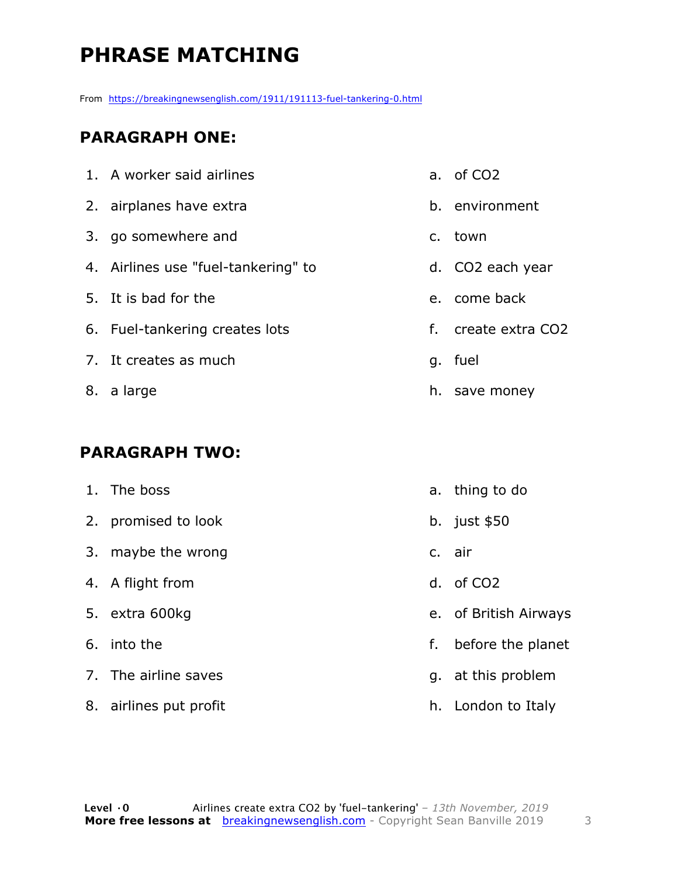# PHRASE MATCHING

From https://breakingnewsenglish.com/1911/191113-fuel-tankering-0.html

## PARAGRAPH ONE:

| | |
|---|---|
| 1. A worker said airlines | a. of $CO_2$ |
| 2. airplanes have extra | b. environment |
| 3. go somewhere and | c. town |
| 4. Airlines use "fuel-tankering" to | d. $CO_2$ each year |
| 5. It is bad for the | e. come back |
| 6. Fuel-tankering creates lots | f. create extra $CO_2$ |
| 7. It creates as much | g. fuel |
| 8. a large | h. save money |

## PARAGRAPH TWO:

| | |
|---|---|
| 1. The boss | a. thing to do |
| 2. promised to look | b. just $50 |
| 3. maybe the wrong | c. air |
| 4. A flight from | d. of $CO_2$ |
| 5. extra 600kg | e. of British Airways |
| 6. into the | f. before the planet |
| 7. The airline saves | g. at this problem |
| 8. airlines put profit | h. London to Italy |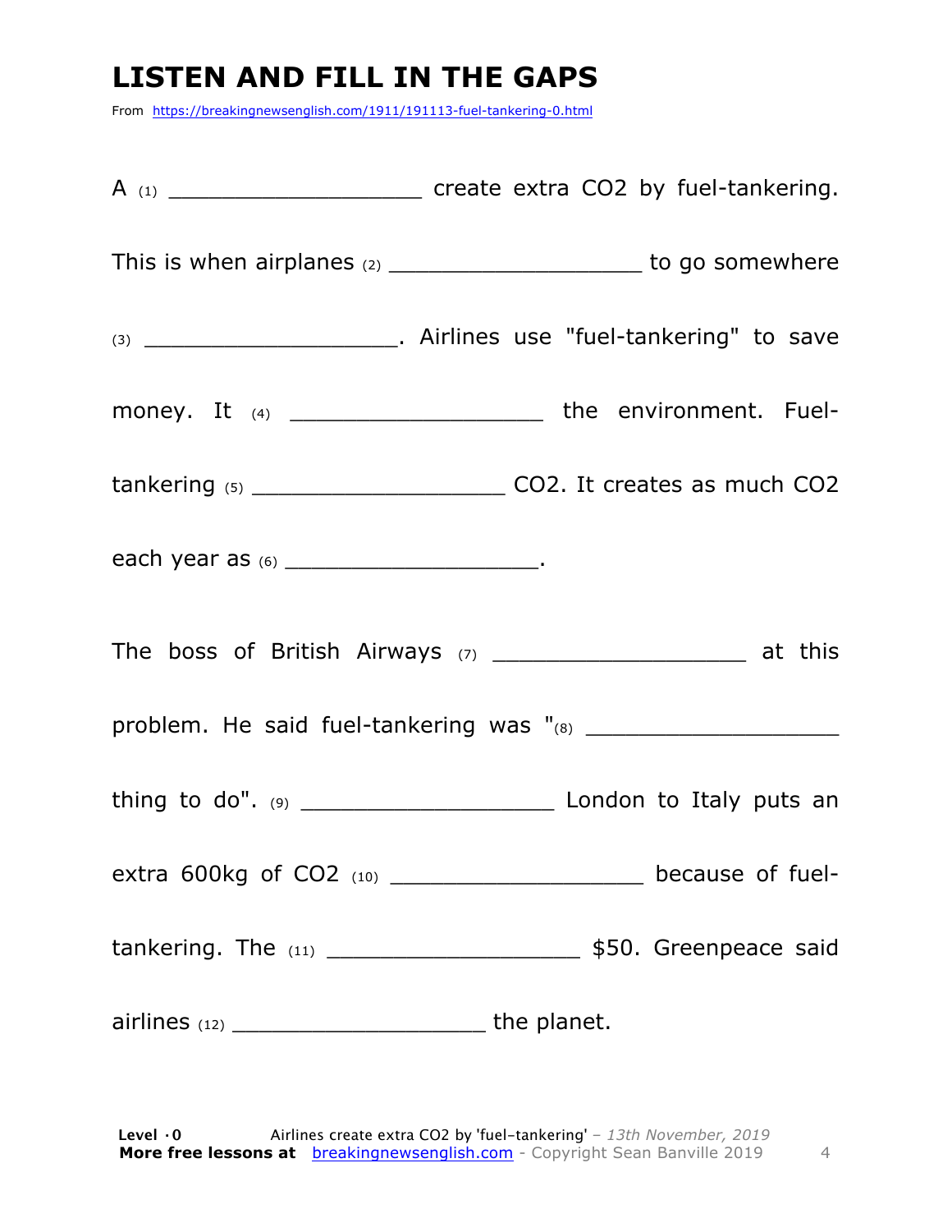# LISTEN AND FILL IN THE GAPS

From https://breakingnewsenglish.com/1911/191113-fuel-tankering-0.html

A (1) ___________________ create extra $CO_2$ by fuel-tankering. This is when airplanes (2) ___________________ to go somewhere (3) ___________________. Airlines use "fuel-tankering" to save money. It (4) ___________________ the environment. Fuel-tankering (5) ___________________ $CO_2$. It creates as much $CO_2$ each year as (6) ___________________.

The boss of British Airways (7) ___________________ at this problem. He said fuel-tankering was "(8) ___________________ thing to do". (9) ___________________ London to Italy puts an extra 600kg of $CO_2$ (10) ___________________ because of fuel-tankering. The (11) ___________________ $50. Greenpeace said airlines (12) ___________________ the planet.

**Level · 0** Airlines create extra CO2 by 'fuel-tankering' – *13th November, 2019*
**More free lessons at** breakingnewsenglish.com - Copyright Sean Banville 2019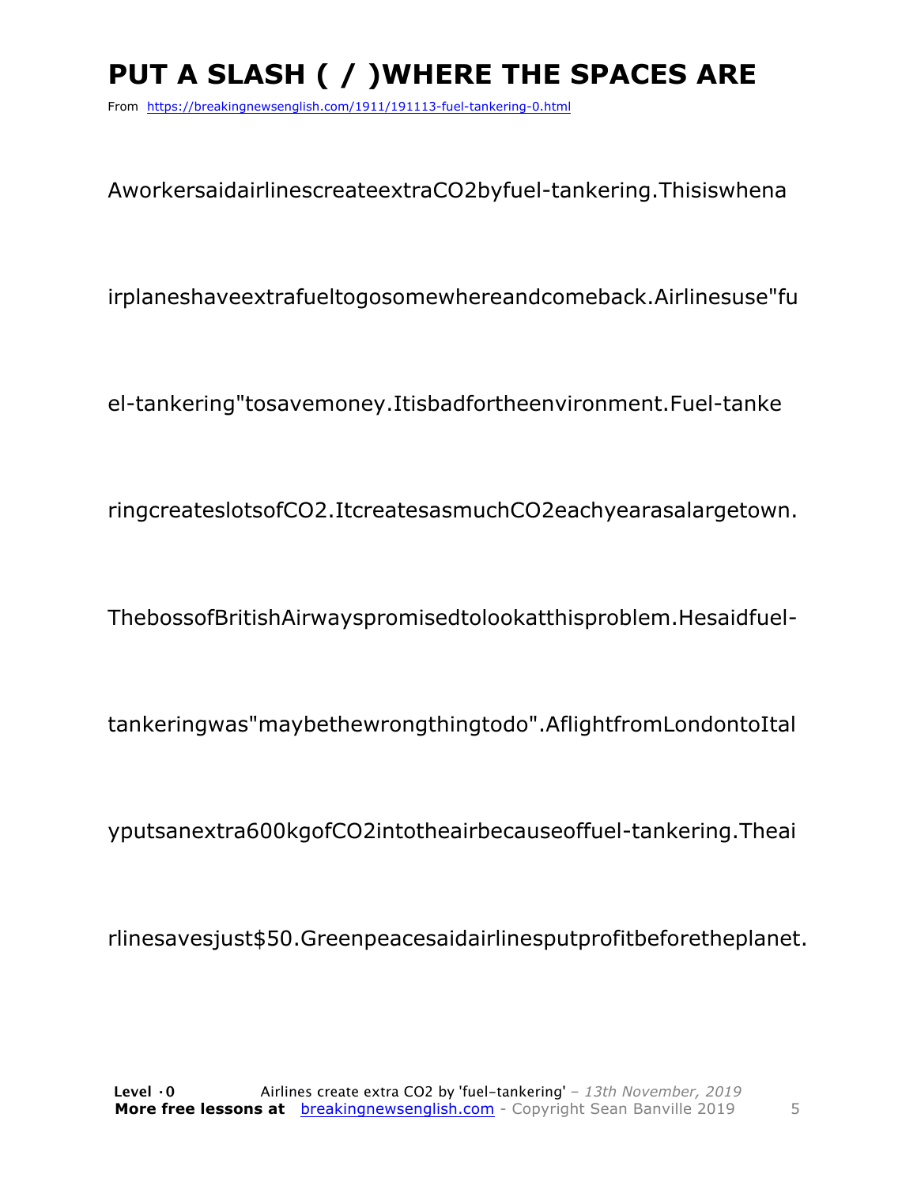# PUT A SLASH ( / )WHERE THE SPACES ARE

From https://breakingnewsenglish.com/1911/191113-fuel-tankering-0.html

AworkersaidairlinescreateextraCO2byfuel-tankering.Thisiswhena

irplaneshaveextrafueltogosomewhereandcomeback.Airlinesuse"fu

el-tankering"tosavemoney.Itisbadfortheenvironment.Fuel-tanke

ringcreateslotsofCO2.ItcreatesasmuchCO2eachyearasalargetown.

ThebossofBritishAirwayspromisedtolookatthisproblem.Hesaidfuel-

tankeringwas"maybethewrongthingtodo".AflightfromLondontoItal

yputsanextra600kgofCO2intotheairbecauseoffuel-tankering.Theai

rlinesavesjust$50.Greenpeacesaidairlinesputprofitbeforetheplanet.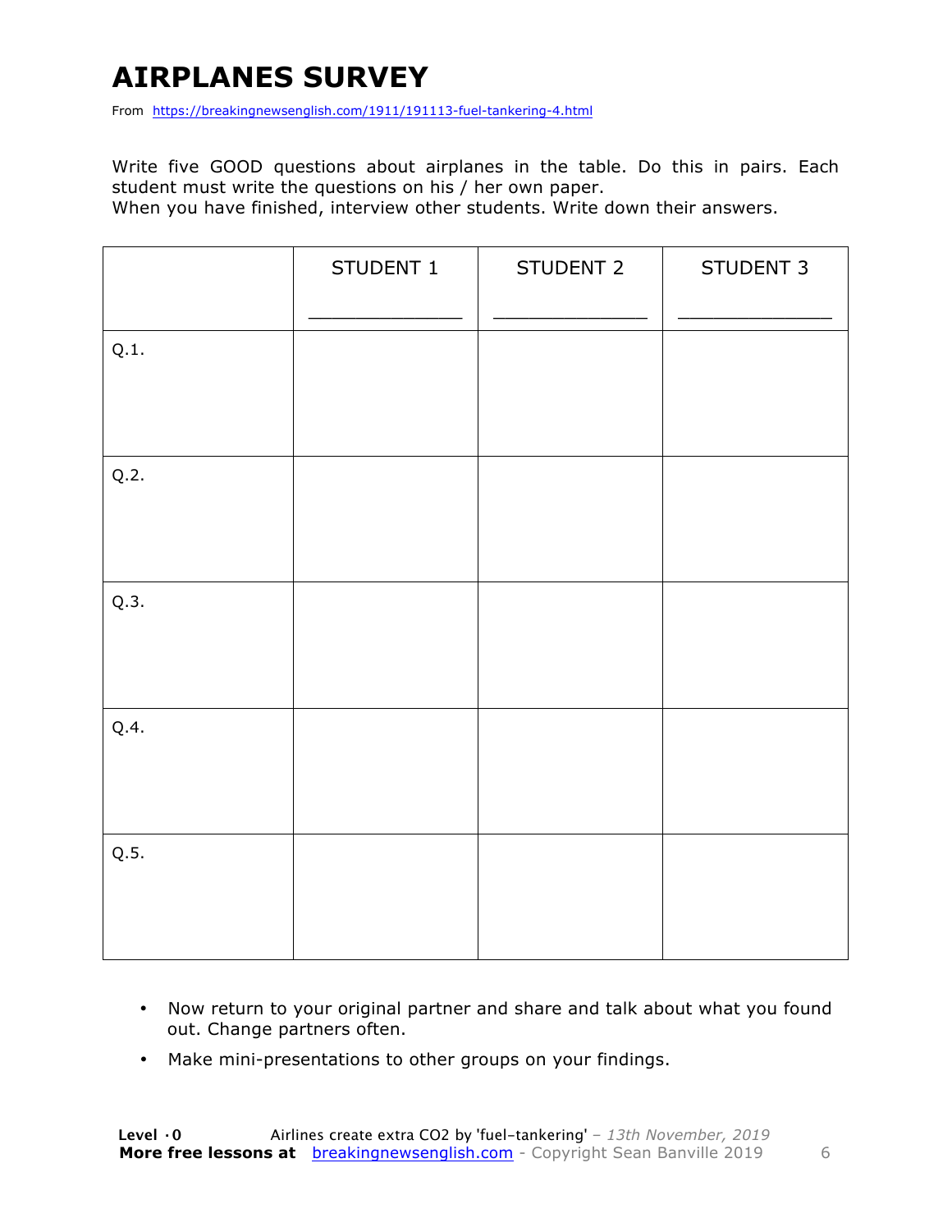# AIRPLANES SURVEY

From https://breakingnewsenglish.com/1911/191113-fuel-tankering-4.html

Write five GOOD questions about airplanes in the table. Do this in pairs. Each student must write the questions on his / her own paper.
When you have finished, interview other students. Write down their answers.

| | STUDENT 1<br>_______________ | STUDENT 2<br>_______________ | STUDENT 3<br>_______________ |
|---|---|---|---|
| Q.1. | | | |
| Q.2. | | | |
| Q.3. | | | |
| Q.4. | | | |
| Q.5. | | | |

- Now return to your original partner and share and talk about what you found out. Change partners often.
- Make mini-presentations to other groups on your findings.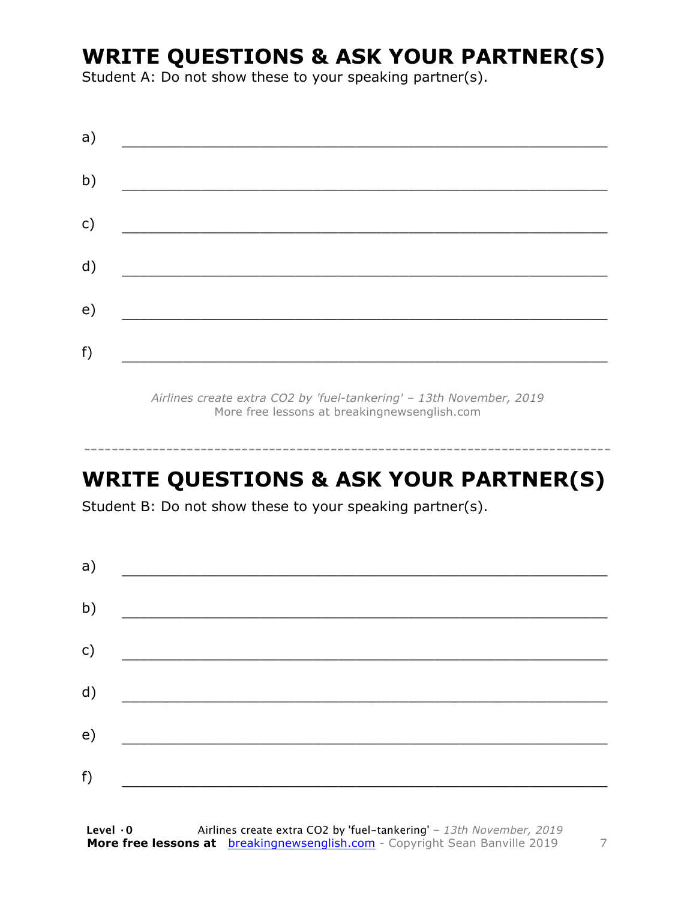## WRITE QUESTIONS & ASK YOUR PARTNER(S)

Student A: Do not show these to your speaking partner(s).

a) ___________________________________________________________

b) ___________________________________________________________

c) ___________________________________________________________

d) ___________________________________________________________

e) ___________________________________________________________

f) ___________________________________________________________

*Airlines create extra $CO_2$ by 'fuel-tankering' – 13th November, 2019*
More free lessons at breakingnewsenglish.com

---

## WRITE QUESTIONS & ASK YOUR PARTNER(S)

Student B: Do not show these to your speaking partner(s).

a) ___________________________________________________________

b) ___________________________________________________________

c) ___________________________________________________________

d) ___________________________________________________________

e) ___________________________________________________________

f) ___________________________________________________________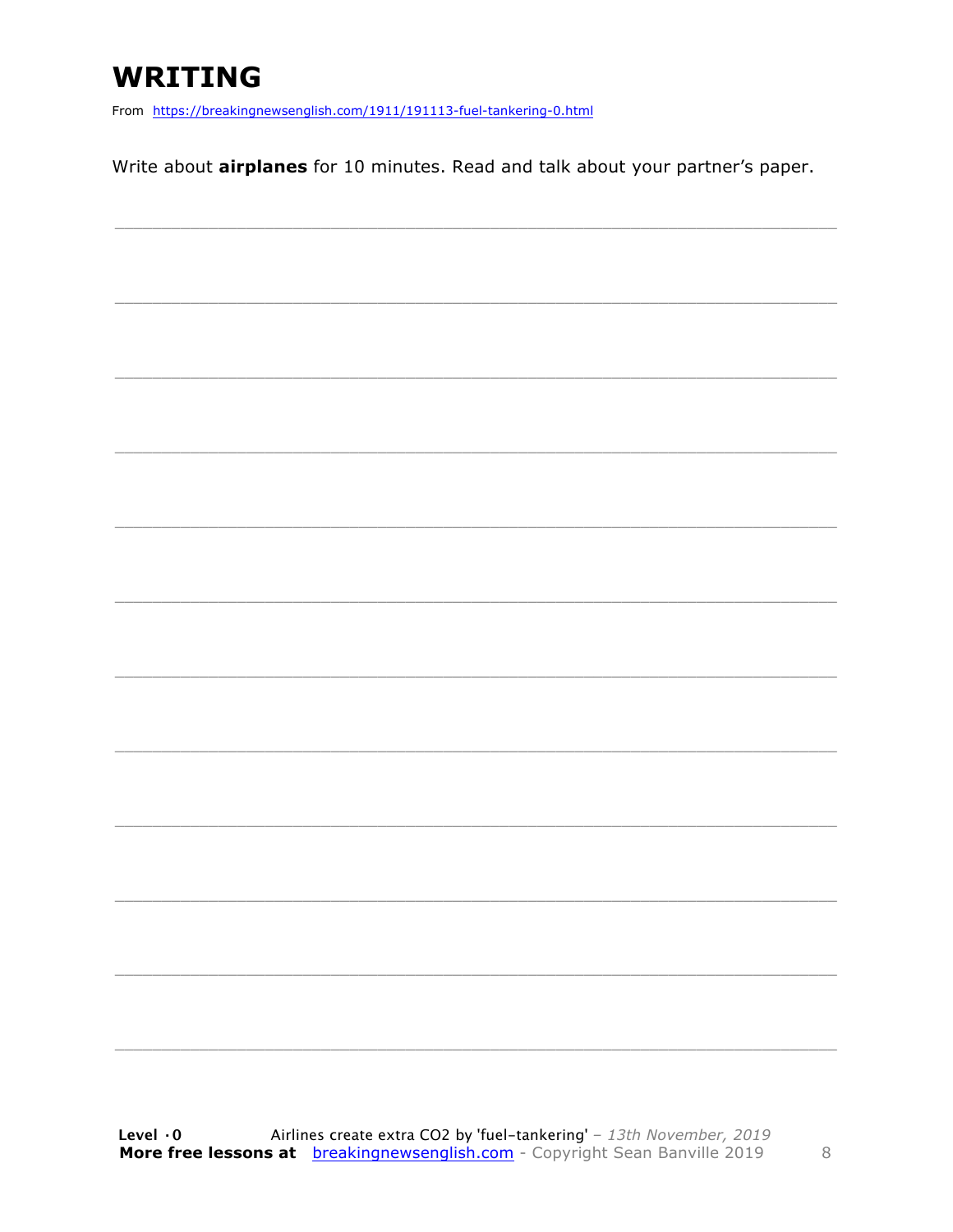# WRITING

From https://breakingnewsenglish.com/1911/191113-fuel-tankering-0.html

Write about **airplanes** for 10 minutes. Read and talk about your partner's paper.

___

___

___

___

___

___

___

___

___

___

___

___